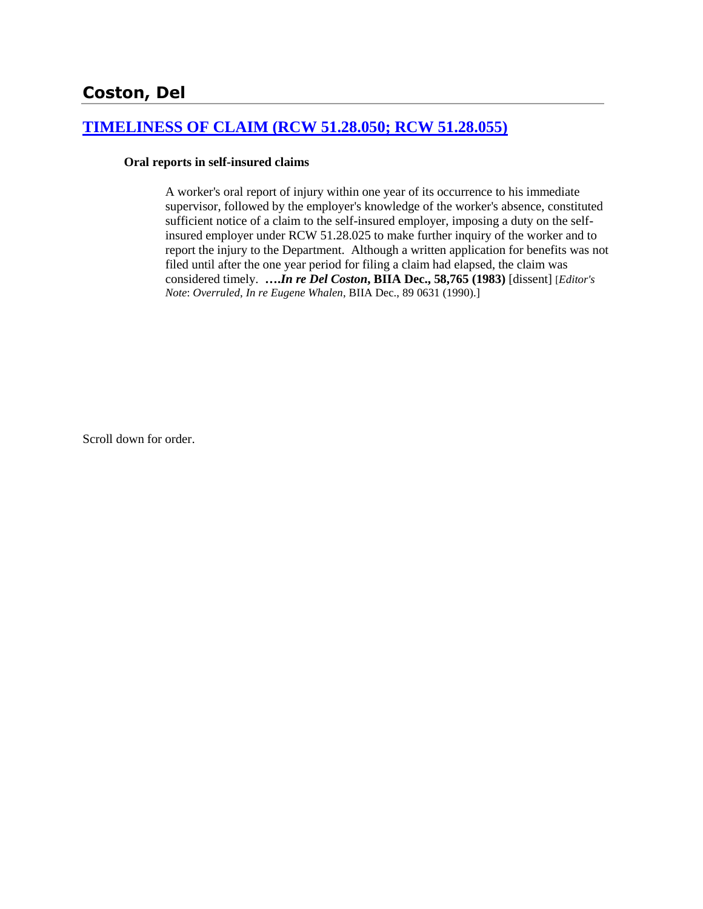# Coston, Del

## [TIMELINESS OF CLAIM (RCW 51.28.050; RCW 51.28.055)]

**Oral reports in self-insured claims**

A worker's oral report of injury within one year of its occurrence to his immediate supervisor, followed by the employer's knowledge of the worker's absence, constituted sufficient notice of a claim to the self-insured employer, imposing a duty on the self-insured employer under RCW 51.28.025 to make further inquiry of the worker and to report the injury to the Department. Although a written application for benefits was not filed until after the one year period for filing a claim had elapsed, the claim was considered timely. ***….In re Del Coston*, BIIA Dec., 58,765 (1983)** [dissent] [*Editor's Note*: *Overruled*, *In re Eugene Whalen*, BIIA Dec., 89 0631 (1990).]

Scroll down for order.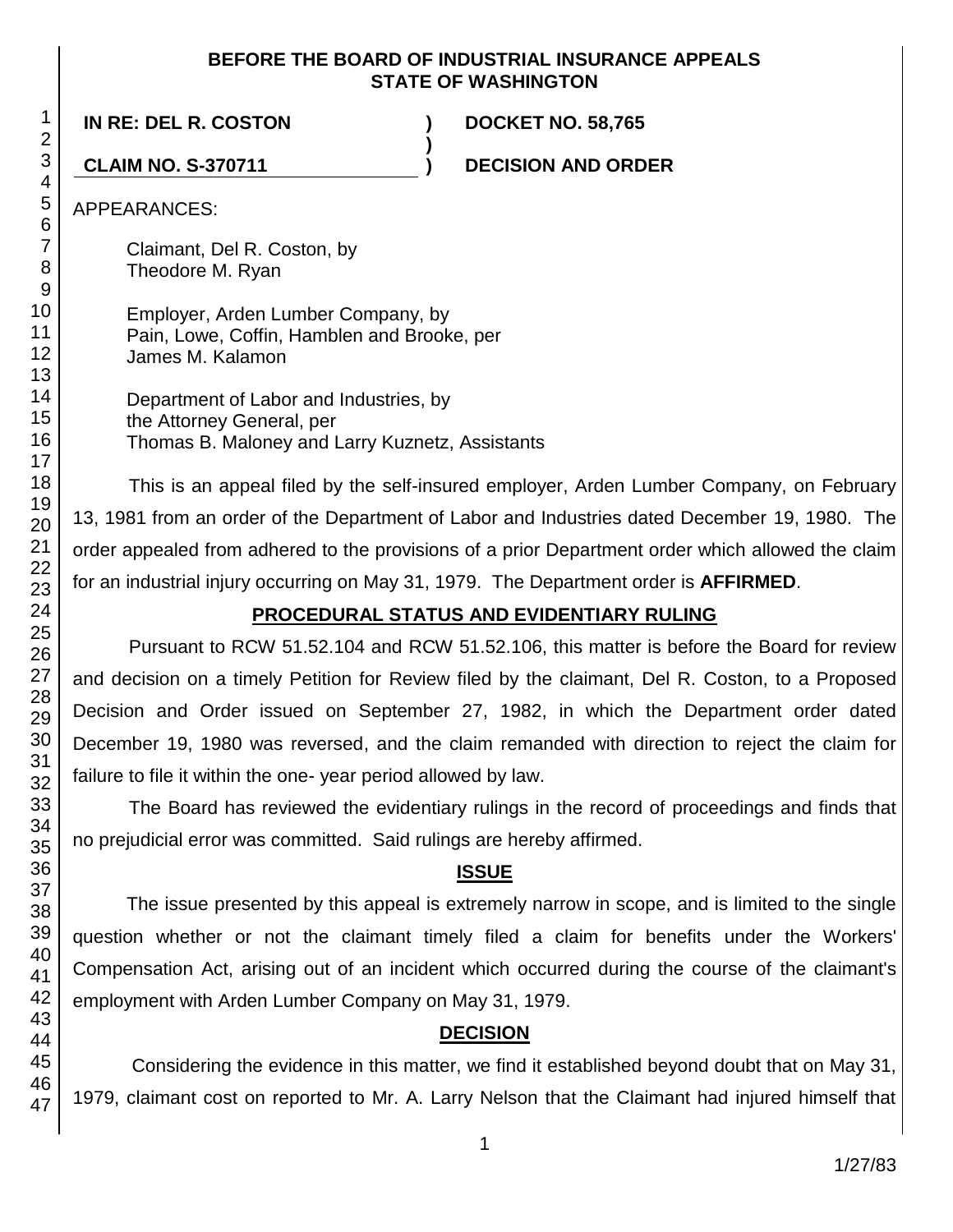**BEFORE THE BOARD OF INDUSTRIAL INSURANCE APPEALS**
**STATE OF WASHINGTON**

| | | |
|---|---|---|
| **IN RE: DEL R. COSTON** | **)** | **DOCKET NO. 58,765** |
| | **)** | |
| **CLAIM NO. S-370711** | **)** | **DECISION AND ORDER** |

APPEARANCES:

Claimant, Del R. Coston, by
Theodore M. Ryan

Employer, Arden Lumber Company, by
Pain, Lowe, Coffin, Hamblen and Brooke, per
James M. Kalamon

Department of Labor and Industries, by
the Attorney General, per
Thomas B. Maloney and Larry Kuznetz, Assistants

This is an appeal filed by the self-insured employer, Arden Lumber Company, on February 13, 1981 from an order of the Department of Labor and Industries dated December 19, 1980. The order appealed from adhered to the provisions of a prior Department order which allowed the claim for an industrial injury occurring on May 31, 1979. The Department order is **AFFIRMED**.

## PROCEDURAL STATUS AND EVIDENTIARY RULING

Pursuant to RCW 51.52.104 and RCW 51.52.106, this matter is before the Board for review and decision on a timely Petition for Review filed by the claimant, Del R. Coston, to a Proposed Decision and Order issued on September 27, 1982, in which the Department order dated December 19, 1980 was reversed, and the claim remanded with direction to reject the claim for failure to file it within the one- year period allowed by law.

The Board has reviewed the evidentiary rulings in the record of proceedings and finds that no prejudicial error was committed. Said rulings are hereby affirmed.

## ISSUE

The issue presented by this appeal is extremely narrow in scope, and is limited to the single question whether or not the claimant timely filed a claim for benefits under the Workers' Compensation Act, arising out of an incident which occurred during the course of the claimant's employment with Arden Lumber Company on May 31, 1979.

## DECISION

Considering the evidence in this matter, we find it established beyond doubt that on May 31, 1979, claimant cost on reported to Mr. A. Larry Nelson that the Claimant had injured himself that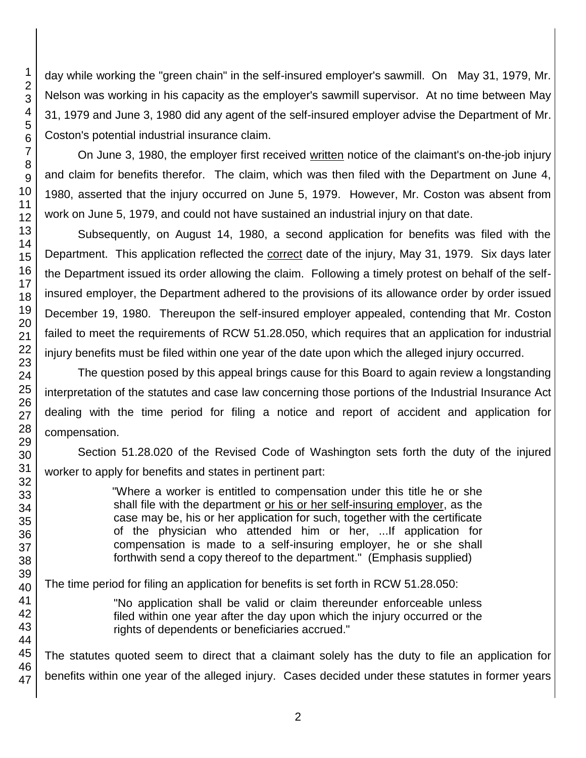day while working the "green chain" in the self-insured employer's sawmill. On May 31, 1979, Mr. Nelson was working in his capacity as the employer's sawmill supervisor. At no time between May 31, 1979 and June 3, 1980 did any agent of the self-insured employer advise the Department of Mr. Coston's potential industrial insurance claim.

On June 3, 1980, the employer first received written notice of the claimant's on-the-job injury and claim for benefits therefor. The claim, which was then filed with the Department on June 4, 1980, asserted that the injury occurred on June 5, 1979. However, Mr. Coston was absent from work on June 5, 1979, and could not have sustained an industrial injury on that date.

Subsequently, on August 14, 1980, a second application for benefits was filed with the Department. This application reflected the correct date of the injury, May 31, 1979. Six days later the Department issued its order allowing the claim. Following a timely protest on behalf of the self-insured employer, the Department adhered to the provisions of its allowance order by order issued December 19, 1980. Thereupon the self-insured employer appealed, contending that Mr. Coston failed to meet the requirements of RCW 51.28.050, which requires that an application for industrial injury benefits must be filed within one year of the date upon which the alleged injury occurred.

The question posed by this appeal brings cause for this Board to again review a longstanding interpretation of the statutes and case law concerning those portions of the Industrial Insurance Act dealing with the time period for filing a notice and report of accident and application for compensation.

Section 51.28.020 of the Revised Code of Washington sets forth the duty of the injured worker to apply for benefits and states in pertinent part:

> "Where a worker is entitled to compensation under this title he or she shall file with the department or his or her self-insuring employer, as the case may be, his or her application for such, together with the certificate of the physician who attended him or her, ...If application for compensation is made to a self-insuring employer, he or she shall forthwith send a copy thereof to the department." (Emphasis supplied)

The time period for filing an application for benefits is set forth in RCW 51.28.050:

> "No application shall be valid or claim thereunder enforceable unless filed within one year after the day upon which the injury occurred or the rights of dependents or beneficiaries accrued."

The statutes quoted seem to direct that a claimant solely has the duty to file an application for benefits within one year of the alleged injury. Cases decided under these statutes in former years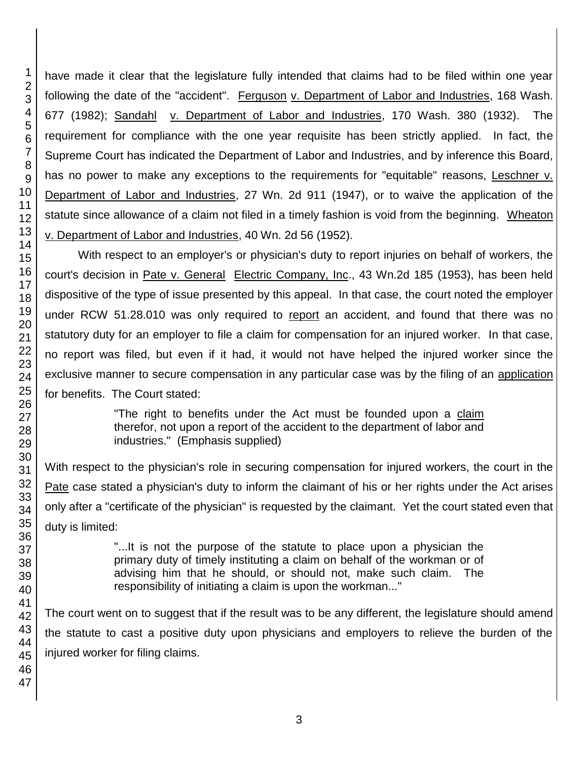have made it clear that the legislature fully intended that claims had to be filed within one year following the date of the "accident". Ferguson v. Department of Labor and Industries, 168 Wash. 677 (1982); Sandahl v. Department of Labor and Industries, 170 Wash. 380 (1932). The requirement for compliance with the one year requisite has been strictly applied. In fact, the Supreme Court has indicated the Department of Labor and Industries, and by inference this Board, has no power to make any exceptions to the requirements for "equitable" reasons, Leschner v. Department of Labor and Industries, 27 Wn. 2d 911 (1947), or to waive the application of the statute since allowance of a claim not filed in a timely fashion is void from the beginning. Wheaton v. Department of Labor and Industries, 40 Wn. 2d 56 (1952).

With respect to an employer's or physician's duty to report injuries on behalf of workers, the court's decision in Pate v. General Electric Company, Inc., 43 Wn.2d 185 (1953), has been held dispositive of the type of issue presented by this appeal. In that case, the court noted the employer under RCW 51.28.010 was only required to report an accident, and found that there was no statutory duty for an employer to file a claim for compensation for an injured worker. In that case, no report was filed, but even if it had, it would not have helped the injured worker since the exclusive manner to secure compensation in any particular case was by the filing of an application for benefits. The Court stated:

> "The right to benefits under the Act must be founded upon a claim therefor, not upon a report of the accident to the department of labor and industries." (Emphasis supplied)

With respect to the physician's role in securing compensation for injured workers, the court in the Pate case stated a physician's duty to inform the claimant of his or her rights under the Act arises only after a "certificate of the physician" is requested by the claimant. Yet the court stated even that duty is limited:

> "...It is not the purpose of the statute to place upon a physician the primary duty of timely instituting a claim on behalf of the workman or of advising him that he should, or should not, make such claim. The responsibility of initiating a claim is upon the workman..."

The court went on to suggest that if the result was to be any different, the legislature should amend the statute to cast a positive duty upon physicians and employers to relieve the burden of the injured worker for filing claims.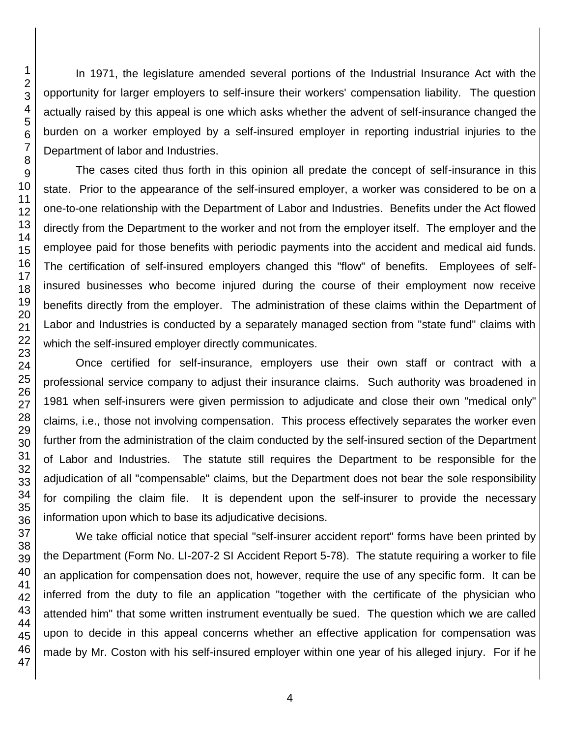In 1971, the legislature amended several portions of the Industrial Insurance Act with the opportunity for larger employers to self-insure their workers' compensation liability. The question actually raised by this appeal is one which asks whether the advent of self-insurance changed the burden on a worker employed by a self-insured employer in reporting industrial injuries to the Department of labor and Industries.

The cases cited thus forth in this opinion all predate the concept of self-insurance in this state. Prior to the appearance of the self-insured employer, a worker was considered to be on a one-to-one relationship with the Department of Labor and Industries. Benefits under the Act flowed directly from the Department to the worker and not from the employer itself. The employer and the employee paid for those benefits with periodic payments into the accident and medical aid funds. The certification of self-insured employers changed this "flow" of benefits. Employees of self-insured businesses who become injured during the course of their employment now receive benefits directly from the employer. The administration of these claims within the Department of Labor and Industries is conducted by a separately managed section from "state fund" claims with which the self-insured employer directly communicates.

Once certified for self-insurance, employers use their own staff or contract with a professional service company to adjust their insurance claims. Such authority was broadened in 1981 when self-insurers were given permission to adjudicate and close their own "medical only" claims, i.e., those not involving compensation. This process effectively separates the worker even further from the administration of the claim conducted by the self-insured section of the Department of Labor and Industries. The statute still requires the Department to be responsible for the adjudication of all "compensable" claims, but the Department does not bear the sole responsibility for compiling the claim file. It is dependent upon the self-insurer to provide the necessary information upon which to base its adjudicative decisions.

We take official notice that special "self-insurer accident report" forms have been printed by the Department (Form No. LI-207-2 SI Accident Report 5-78). The statute requiring a worker to file an application for compensation does not, however, require the use of any specific form. It can be inferred from the duty to file an application "together with the certificate of the physician who attended him" that some written instrument eventually be sued. The question which we are called upon to decide in this appeal concerns whether an effective application for compensation was made by Mr. Coston with his self-insured employer within one year of his alleged injury. For if he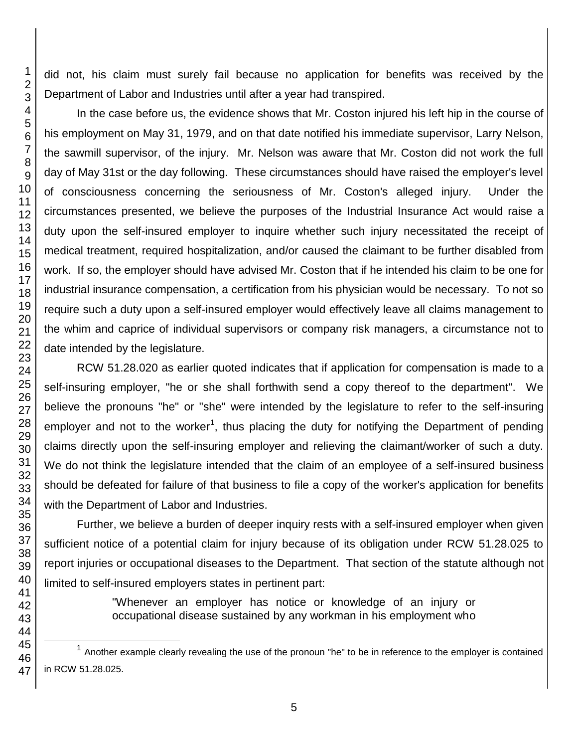did not, his claim must surely fail because no application for benefits was received by the Department of Labor and Industries until after a year had transpired.

In the case before us, the evidence shows that Mr. Coston injured his left hip in the course of his employment on May 31, 1979, and on that date notified his immediate supervisor, Larry Nelson, the sawmill supervisor, of the injury. Mr. Nelson was aware that Mr. Coston did not work the full day of May 31st or the day following. These circumstances should have raised the employer's level of consciousness concerning the seriousness of Mr. Coston's alleged injury. Under the circumstances presented, we believe the purposes of the Industrial Insurance Act would raise a duty upon the self-insured employer to inquire whether such injury necessitated the receipt of medical treatment, required hospitalization, and/or caused the claimant to be further disabled from work. If so, the employer should have advised Mr. Coston that if he intended his claim to be one for industrial insurance compensation, a certification from his physician would be necessary. To not so require such a duty upon a self-insured employer would effectively leave all claims management to the whim and caprice of individual supervisors or company risk managers, a circumstance not to date intended by the legislature.

RCW 51.28.020 as earlier quoted indicates that if application for compensation is made to a self-insuring employer, "he or she shall forthwith send a copy thereof to the department". We believe the pronouns "he" or "she" were intended by the legislature to refer to the self-insuring employer and not to the worker[1], thus placing the duty for notifying the Department of pending claims directly upon the self-insuring employer and relieving the claimant/worker of such a duty. We do not think the legislature intended that the claim of an employee of a self-insured business should be defeated for failure of that business to file a copy of the worker's application for benefits with the Department of Labor and Industries.

Further, we believe a burden of deeper inquiry rests with a self-insured employer when given sufficient notice of a potential claim for injury because of its obligation under RCW 51.28.025 to report injuries or occupational diseases to the Department. That section of the statute although not limited to self-insured employers states in pertinent part:

> "Whenever an employer has notice or knowledge of an injury or occupational disease sustained by any workman in his employment who

[1] Another example clearly revealing the use of the pronoun "he" to be in reference to the employer is contained in RCW 51.28.025.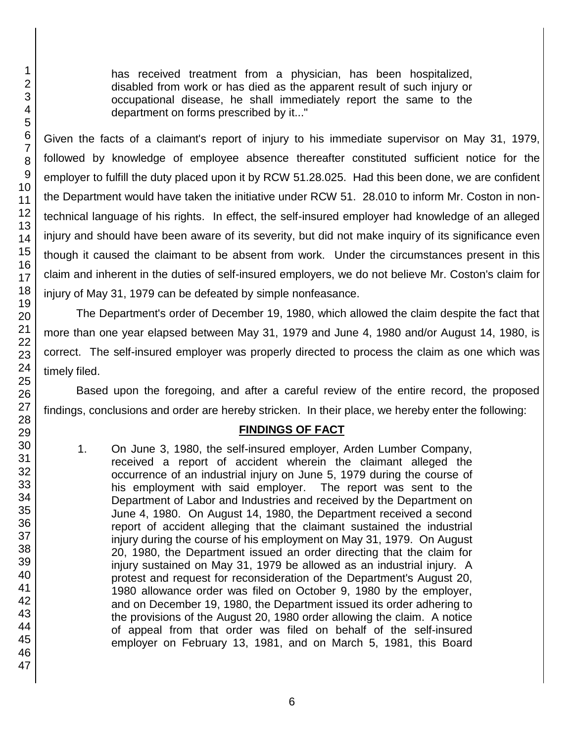> has received treatment from a physician, has been hospitalized, disabled from work or has died as the apparent result of such injury or occupational disease, he shall immediately report the same to the department on forms prescribed by it..."

Given the facts of a claimant's report of injury to his immediate supervisor on May 31, 1979, followed by knowledge of employee absence thereafter constituted sufficient notice for the employer to fulfill the duty placed upon it by RCW 51.28.025. Had this been done, we are confident the Department would have taken the initiative under RCW 51. 28.010 to inform Mr. Coston in non-technical language of his rights. In effect, the self-insured employer had knowledge of an alleged injury and should have been aware of its severity, but did not make inquiry of its significance even though it caused the claimant to be absent from work. Under the circumstances present in this claim and inherent in the duties of self-insured employers, we do not believe Mr. Coston's claim for injury of May 31, 1979 can be defeated by simple nonfeasance.

The Department's order of December 19, 1980, which allowed the claim despite the fact that more than one year elapsed between May 31, 1979 and June 4, 1980 and/or August 14, 1980, is correct. The self-insured employer was properly directed to process the claim as one which was timely filed.

Based upon the foregoing, and after a careful review of the entire record, the proposed findings, conclusions and order are hereby stricken. In their place, we hereby enter the following:

## FINDINGS OF FACT

1. On June 3, 1980, the self-insured employer, Arden Lumber Company, received a report of accident wherein the claimant alleged the occurrence of an industrial injury on June 5, 1979 during the course of his employment with said employer. The report was sent to the Department of Labor and Industries and received by the Department on June 4, 1980. On August 14, 1980, the Department received a second report of accident alleging that the claimant sustained the industrial injury during the course of his employment on May 31, 1979. On August 20, 1980, the Department issued an order directing that the claim for injury sustained on May 31, 1979 be allowed as an industrial injury. A protest and request for reconsideration of the Department's August 20, 1980 allowance order was filed on October 9, 1980 by the employer, and on December 19, 1980, the Department issued its order adhering to the provisions of the August 20, 1980 order allowing the claim. A notice of appeal from that order was filed on behalf of the self-insured employer on February 13, 1981, and on March 5, 1981, this Board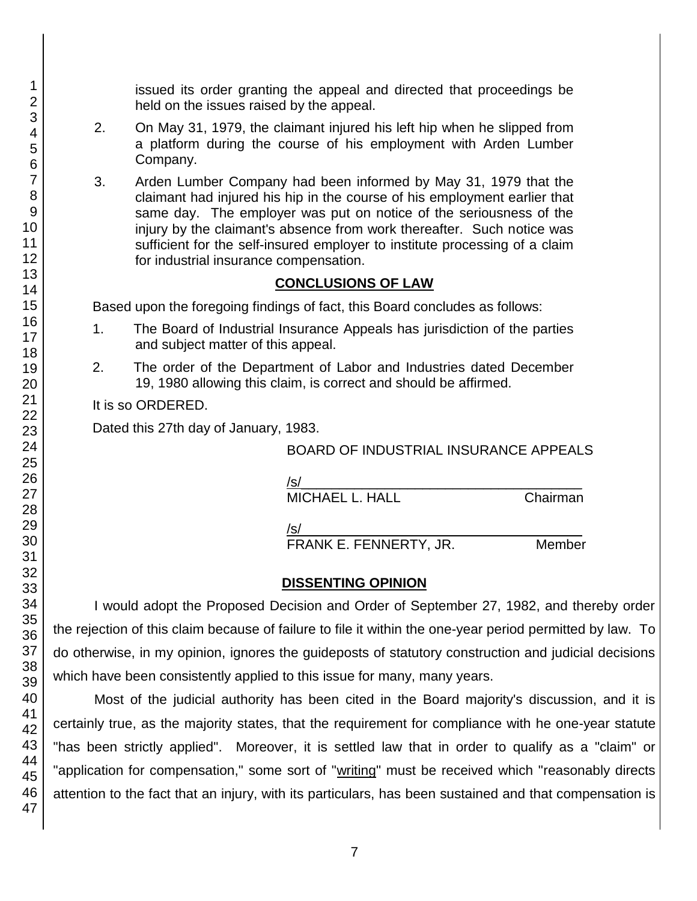issued its order granting the appeal and directed that proceedings be held on the issues raised by the appeal.

2. On May 31, 1979, the claimant injured his left hip when he slipped from a platform during the course of his employment with Arden Lumber Company.

3. Arden Lumber Company had been informed by May 31, 1979 that the claimant had injured his hip in the course of his employment earlier that same day. The employer was put on notice of the seriousness of the injury by the claimant's absence from work thereafter. Such notice was sufficient for the self-insured employer to institute processing of a claim for industrial insurance compensation.

## CONCLUSIONS OF LAW

Based upon the foregoing findings of fact, this Board concludes as follows:

1. The Board of Industrial Insurance Appeals has jurisdiction of the parties and subject matter of this appeal.

2. The order of the Department of Labor and Industries dated December 19, 1980 allowing this claim, is correct and should be affirmed.

It is so ORDERED.

Dated this 27th day of January, 1983.

BOARD OF INDUSTRIAL INSURANCE APPEALS

/s/
MICHAEL L. HALL Chairman

/s/
FRANK E. FENNERTY, JR. Member

## DISSENTING OPINION

I would adopt the Proposed Decision and Order of September 27, 1982, and thereby order the rejection of this claim because of failure to file it within the one-year period permitted by law. To do otherwise, in my opinion, ignores the guideposts of statutory construction and judicial decisions which have been consistently applied to this issue for many, many years.

Most of the judicial authority has been cited in the Board majority's discussion, and it is certainly true, as the majority states, that the requirement for compliance with he one-year statute "has been strictly applied". Moreover, it is settled law that in order to qualify as a "claim" or "application for compensation," some sort of "writing" must be received which "reasonably directs attention to the fact that an injury, with its particulars, has been sustained and that compensation is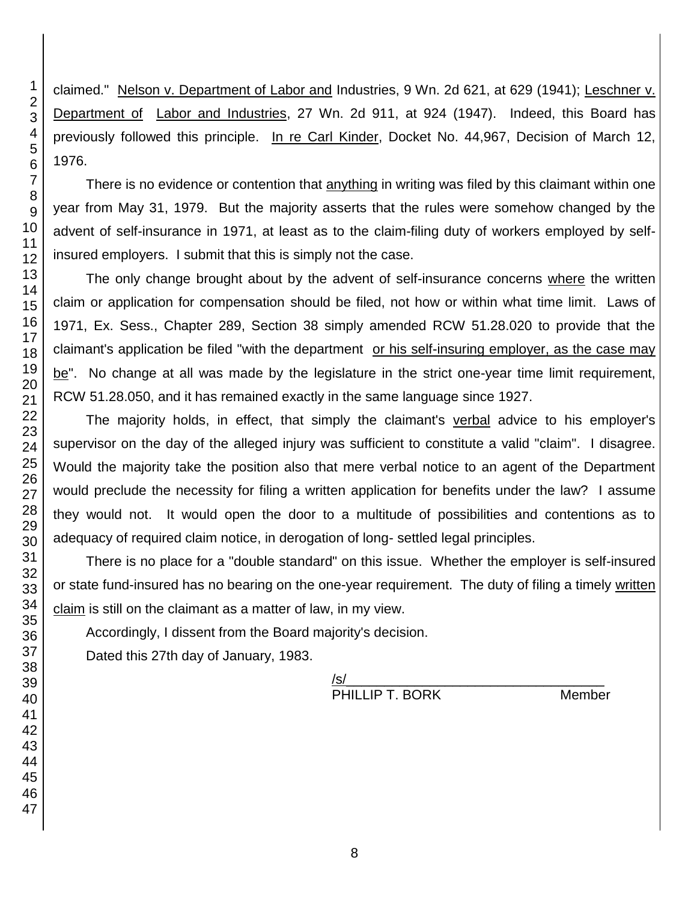claimed." Nelson v. Department of Labor and Industries, 9 Wn. 2d 621, at 629 (1941); Leschner v. Department of Labor and Industries, 27 Wn. 2d 911, at 924 (1947). Indeed, this Board has previously followed this principle. In re Carl Kinder, Docket No. 44,967, Decision of March 12, 1976.

There is no evidence or contention that anything in writing was filed by this claimant within one year from May 31, 1979. But the majority asserts that the rules were somehow changed by the advent of self-insurance in 1971, at least as to the claim-filing duty of workers employed by self-insured employers. I submit that this is simply not the case.

The only change brought about by the advent of self-insurance concerns where the written claim or application for compensation should be filed, not how or within what time limit. Laws of 1971, Ex. Sess., Chapter 289, Section 38 simply amended RCW 51.28.020 to provide that the claimant's application be filed "with the department or his self-insuring employer, as the case may be". No change at all was made by the legislature in the strict one-year time limit requirement, RCW 51.28.050, and it has remained exactly in the same language since 1927.

The majority holds, in effect, that simply the claimant's verbal advice to his employer's supervisor on the day of the alleged injury was sufficient to constitute a valid "claim". I disagree. Would the majority take the position also that mere verbal notice to an agent of the Department would preclude the necessity for filing a written application for benefits under the law? I assume they would not. It would open the door to a multitude of possibilities and contentions as to adequacy of required claim notice, in derogation of long- settled legal principles.

There is no place for a "double standard" on this issue. Whether the employer is self-insured or state fund-insured has no bearing on the one-year requirement. The duty of filing a timely written claim is still on the claimant as a matter of law, in my view.

Accordingly, I dissent from the Board majority's decision.

Dated this 27th day of January, 1983.

/s/\_\_\_\_\_\_\_\_\_\_\_\_\_\_\_\_\_\_\_\_\_\_\_\_\_\_\_\_\_\_\_\_\_\_
PHILLIP T. BORK Member